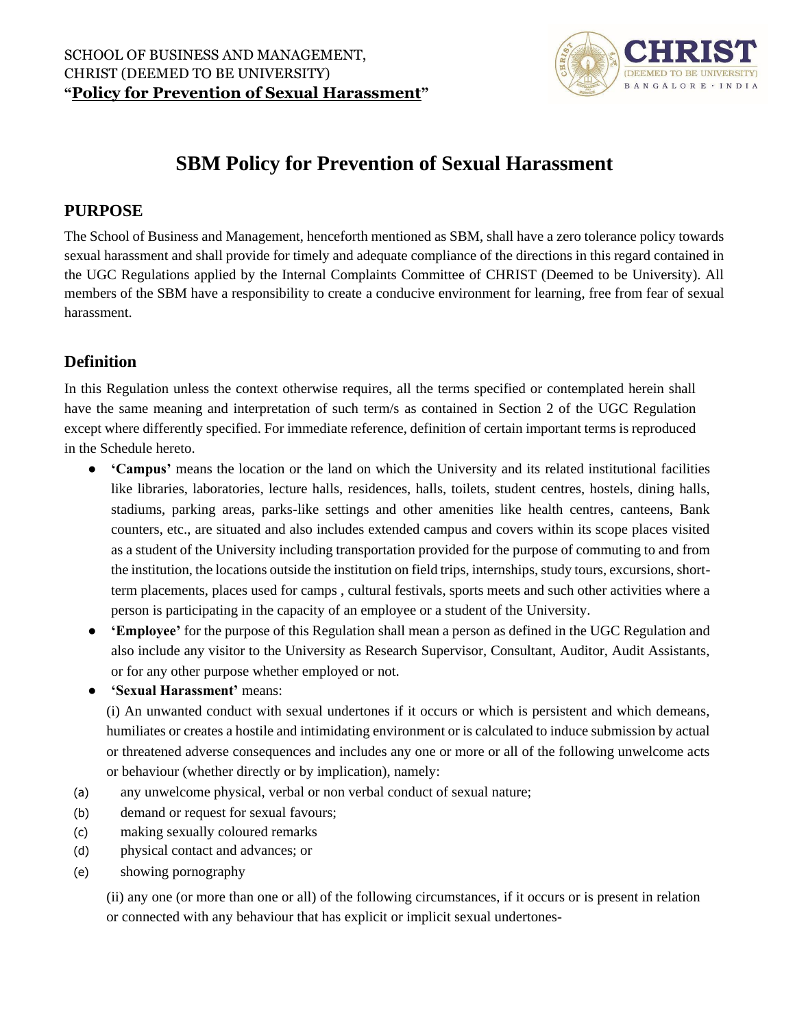SCHOOL OF BUSINESS AND MANAGEMENT,
CHRIST (DEEMED TO BE UNIVERSITY)
"**Policy for Prevention of Sexual Harassment**"

# SBM Policy for Prevention of Sexual Harassment

## PURPOSE

The School of Business and Management, henceforth mentioned as SBM, shall have a zero tolerance policy towards sexual harassment and shall provide for timely and adequate compliance of the directions in this regard contained in the UGC Regulations applied by the Internal Complaints Committee of CHRIST (Deemed to be University). All members of the SBM have a responsibility to create a conducive environment for learning, free from fear of sexual harassment.

## Definition

In this Regulation unless the context otherwise requires, all the terms specified or contemplated herein shall have the same meaning and interpretation of such term/s as contained in Section 2 of the UGC Regulation except where differently specified. For immediate reference, definition of certain important terms is reproduced in the Schedule hereto.

- **'Campus'** means the location or the land on which the University and its related institutional facilities like libraries, laboratories, lecture halls, residences, halls, toilets, student centres, hostels, dining halls, stadiums, parking areas, parks-like settings and other amenities like health centres, canteens, Bank counters, etc., are situated and also includes extended campus and covers within its scope places visited as a student of the University including transportation provided for the purpose of commuting to and from the institution, the locations outside the institution on field trips, internships, study tours, excursions, short-term placements, places used for camps , cultural festivals, sports meets and such other activities where a person is participating in the capacity of an employee or a student of the University.
- **'Employee'** for the purpose of this Regulation shall mean a person as defined in the UGC Regulation and also include any visitor to the University as Research Supervisor, Consultant, Auditor, Audit Assistants, or for any other purpose whether employed or not.
- **'Sexual Harassment'** means:

  (i) An unwanted conduct with sexual undertones if it occurs or which is persistent and which demeans, humiliates or creates a hostile and intimidating environment or is calculated to induce submission by actual or threatened adverse consequences and includes any one or more or all of the following unwelcome acts or behaviour (whether directly or by implication), namely:

(a) any unwelcome physical, verbal or non verbal conduct of sexual nature;
(b) demand or request for sexual favours;
(c) making sexually coloured remarks
(d) physical contact and advances; or
(e) showing pornography

  (ii) any one (or more than one or all) of the following circumstances, if it occurs or is present in relation or connected with any behaviour that has explicit or implicit sexual undertones-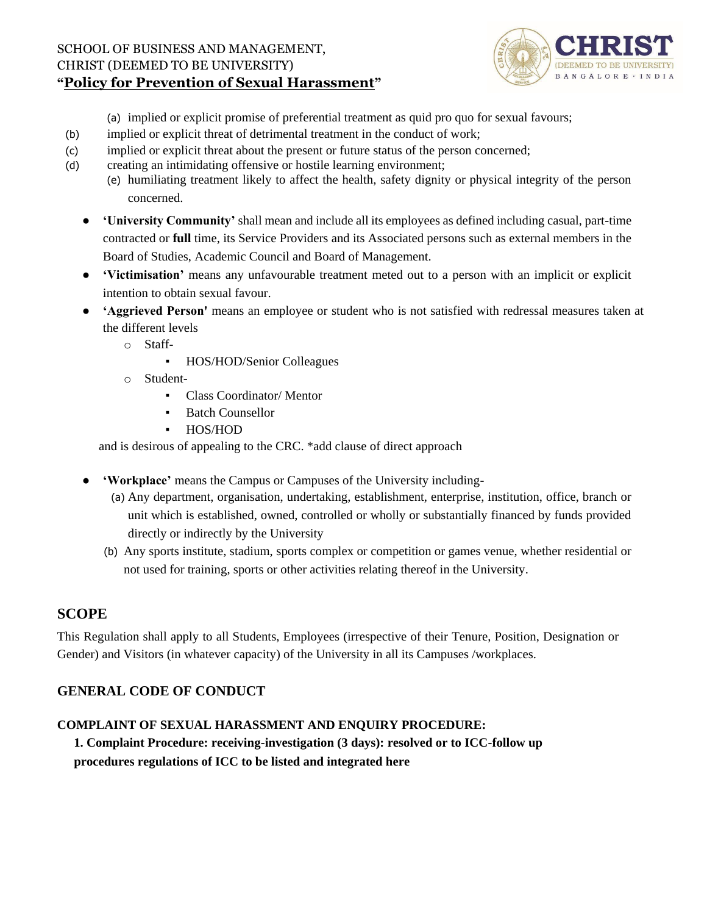(a) implied or explicit promise of preferential treatment as quid pro quo for sexual favours;
(b) implied or explicit threat of detrimental treatment in the conduct of work;
(c) implied or explicit threat about the present or future status of the person concerned;
(d) creating an intimidating offensive or hostile learning environment;
(e) humiliating treatment likely to affect the health, safety dignity or physical integrity of the person concerned.

- **'University Community'** shall mean and include all its employees as defined including casual, part-time contracted or **full** time, its Service Providers and its Associated persons such as external members in the Board of Studies, Academic Council and Board of Management.
- **'Victimisation'** means any unfavourable treatment meted out to a person with an implicit or explicit intention to obtain sexual favour.
- **'Aggrieved Person'** means an employee or student who is not satisfied with redressal measures taken at the different levels
  - Staff-
    - HOS/HOD/Senior Colleagues
  - Student-
    - Class Coordinator/ Mentor
    - Batch Counsellor
    - HOS/HOD

  and is desirous of appealing to the CRC. *add clause of direct approach

- **'Workplace'** means the Campus or Campuses of the University including-
  (a) Any department, organisation, undertaking, establishment, enterprise, institution, office, branch or unit which is established, owned, controlled or wholly or substantially financed by funds provided directly or indirectly by the University
  (b) Any sports institute, stadium, sports complex or competition or games venue, whether residential or not used for training, sports or other activities relating thereof in the University.

## SCOPE

This Regulation shall apply to all Students, Employees (irrespective of their Tenure, Position, Designation or Gender) and Visitors (in whatever capacity) of the University in all its Campuses /workplaces.

### GENERAL CODE OF CONDUCT

#### COMPLAINT OF SEXUAL HARASSMENT AND ENQUIRY PROCEDURE:

1. **Complaint Procedure: receiving-investigation (3 days): resolved or to ICC-follow up procedures regulations of ICC to be listed and integrated here**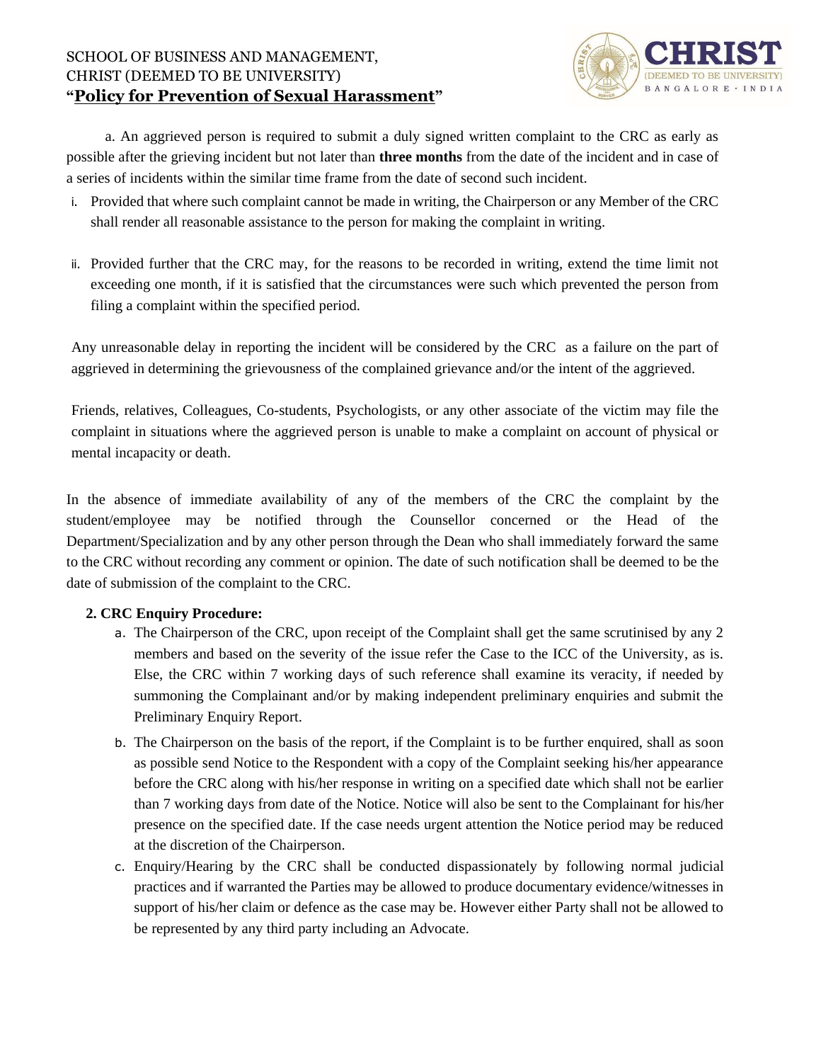a. An aggrieved person is required to submit a duly signed written complaint to the CRC as early as possible after the grieving incident but not later than **three months** from the date of the incident and in case of a series of incidents within the similar time frame from the date of second such incident.

i. Provided that where such complaint cannot be made in writing, the Chairperson or any Member of the CRC shall render all reasonable assistance to the person for making the complaint in writing.

ii. Provided further that the CRC may, for the reasons to be recorded in writing, extend the time limit not exceeding one month, if it is satisfied that the circumstances were such which prevented the person from filing a complaint within the specified period.

Any unreasonable delay in reporting the incident will be considered by the CRC as a failure on the part of aggrieved in determining the grievousness of the complained grievance and/or the intent of the aggrieved.

Friends, relatives, Colleagues, Co-students, Psychologists, or any other associate of the victim may file the complaint in situations where the aggrieved person is unable to make a complaint on account of physical or mental incapacity or death.

In the absence of immediate availability of any of the members of the CRC the complaint by the student/employee may be notified through the Counsellor concerned or the Head of the Department/Specialization and by any other person through the Dean who shall immediately forward the same to the CRC without recording any comment or opinion. The date of such notification shall be deemed to be the date of submission of the complaint to the CRC.

**2. CRC Enquiry Procedure:**

a. The Chairperson of the CRC, upon receipt of the Complaint shall get the same scrutinised by any 2 members and based on the severity of the issue refer the Case to the ICC of the University, as is. Else, the CRC within 7 working days of such reference shall examine its veracity, if needed by summoning the Complainant and/or by making independent preliminary enquiries and submit the Preliminary Enquiry Report.

b. The Chairperson on the basis of the report, if the Complaint is to be further enquired, shall as soon as possible send Notice to the Respondent with a copy of the Complaint seeking his/her appearance before the CRC along with his/her response in writing on a specified date which shall not be earlier than 7 working days from date of the Notice. Notice will also be sent to the Complainant for his/her presence on the specified date. If the case needs urgent attention the Notice period may be reduced at the discretion of the Chairperson.

c. Enquiry/Hearing by the CRC shall be conducted dispassionately by following normal judicial practices and if warranted the Parties may be allowed to produce documentary evidence/witnesses in support of his/her claim or defence as the case may be. However either Party shall not be allowed to be represented by any third party including an Advocate.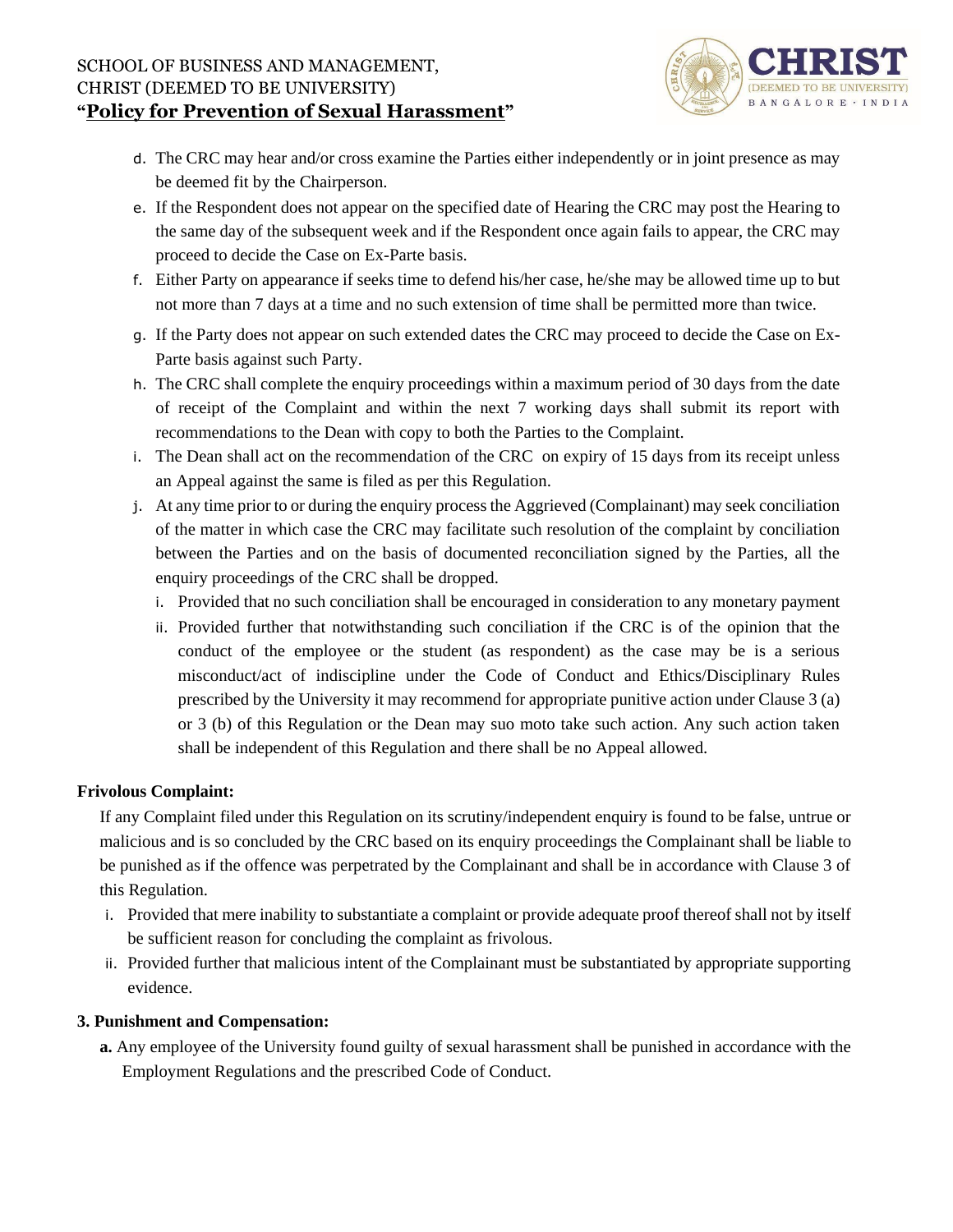d. The CRC may hear and/or cross examine the Parties either independently or in joint presence as may be deemed fit by the Chairperson.

e. If the Respondent does not appear on the specified date of Hearing the CRC may post the Hearing to the same day of the subsequent week and if the Respondent once again fails to appear, the CRC may proceed to decide the Case on Ex-Parte basis.

f. Either Party on appearance if seeks time to defend his/her case, he/she may be allowed time up to but not more than 7 days at a time and no such extension of time shall be permitted more than twice.

g. If the Party does not appear on such extended dates the CRC may proceed to decide the Case on Ex-Parte basis against such Party.

h. The CRC shall complete the enquiry proceedings within a maximum period of 30 days from the date of receipt of the Complaint and within the next 7 working days shall submit its report with recommendations to the Dean with copy to both the Parties to the Complaint.

i. The Dean shall act on the recommendation of the CRC on expiry of 15 days from its receipt unless an Appeal against the same is filed as per this Regulation.

j. At any time prior to or during the enquiry process the Aggrieved (Complainant) may seek conciliation of the matter in which case the CRC may facilitate such resolution of the complaint by conciliation between the Parties and on the basis of documented reconciliation signed by the Parties, all the enquiry proceedings of the CRC shall be dropped.

   i. Provided that no such conciliation shall be encouraged in consideration to any monetary payment

   ii. Provided further that notwithstanding such conciliation if the CRC is of the opinion that the conduct of the employee or the student (as respondent) as the case may be is a serious misconduct/act of indiscipline under the Code of Conduct and Ethics/Disciplinary Rules prescribed by the University it may recommend for appropriate punitive action under Clause 3 (a) or 3 (b) of this Regulation or the Dean may suo moto take such action. Any such action taken shall be independent of this Regulation and there shall be no Appeal allowed.

**Frivolous Complaint:**

If any Complaint filed under this Regulation on its scrutiny/independent enquiry is found to be false, untrue or malicious and is so concluded by the CRC based on its enquiry proceedings the Complainant shall be liable to be punished as if the offence was perpetrated by the Complainant and shall be in accordance with Clause 3 of this Regulation.

i. Provided that mere inability to substantiate a complaint or provide adequate proof thereof shall not by itself be sufficient reason for concluding the complaint as frivolous.

ii. Provided further that malicious intent of the Complainant must be substantiated by appropriate supporting evidence.

**3. Punishment and Compensation:**

**a.** Any employee of the University found guilty of sexual harassment shall be punished in accordance with the Employment Regulations and the prescribed Code of Conduct.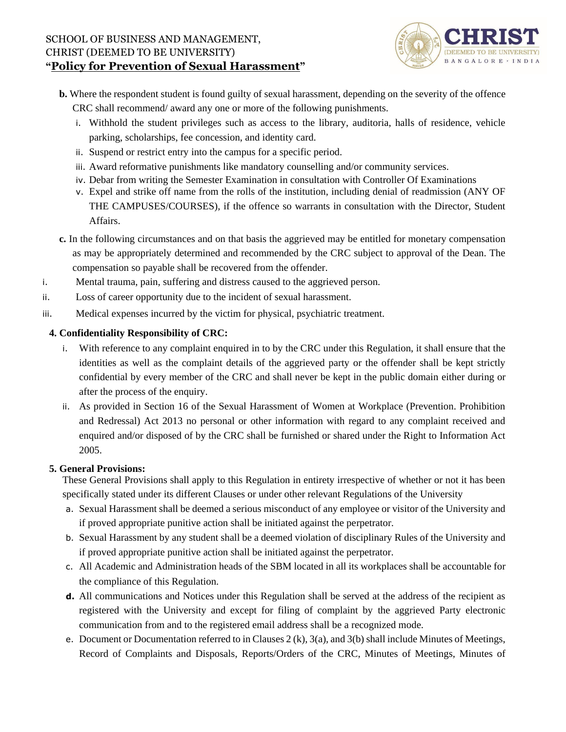**b.** Where the respondent student is found guilty of sexual harassment, depending on the severity of the offence CRC shall recommend/ award any one or more of the following punishments.

i. Withhold the student privileges such as access to the library, auditoria, halls of residence, vehicle parking, scholarships, fee concession, and identity card.
ii. Suspend or restrict entry into the campus for a specific period.
iii. Award reformative punishments like mandatory counselling and/or community services.
iv. Debar from writing the Semester Examination in consultation with Controller Of Examinations
v. Expel and strike off name from the rolls of the institution, including denial of readmission (ANY OF THE CAMPUSES/COURSES), if the offence so warrants in consultation with the Director, Student Affairs.

**c.** In the following circumstances and on that basis the aggrieved may be entitled for monetary compensation as may be appropriately determined and recommended by the CRC subject to approval of the Dean. The compensation so payable shall be recovered from the offender.

i. Mental trauma, pain, suffering and distress caused to the aggrieved person.
ii. Loss of career opportunity due to the incident of sexual harassment.
iii. Medical expenses incurred by the victim for physical, psychiatric treatment.

**4. Confidentiality Responsibility of CRC:**

i. With reference to any complaint enquired in to by the CRC under this Regulation, it shall ensure that the identities as well as the complaint details of the aggrieved party or the offender shall be kept strictly confidential by every member of the CRC and shall never be kept in the public domain either during or after the process of the enquiry.
ii. As provided in Section 16 of the Sexual Harassment of Women at Workplace (Prevention. Prohibition and Redressal) Act 2013 no personal or other information with regard to any complaint received and enquired and/or disposed of by the CRC shall be furnished or shared under the Right to Information Act 2005.

**5. General Provisions:**

These General Provisions shall apply to this Regulation in entirety irrespective of whether or not it has been specifically stated under its different Clauses or under other relevant Regulations of the University

a. Sexual Harassment shall be deemed a serious misconduct of any employee or visitor of the University and if proved appropriate punitive action shall be initiated against the perpetrator.
b. Sexual Harassment by any student shall be a deemed violation of disciplinary Rules of the University and if proved appropriate punitive action shall be initiated against the perpetrator.
c. All Academic and Administration heads of the SBM located in all its workplaces shall be accountable for the compliance of this Regulation.
**d.** All communications and Notices under this Regulation shall be served at the address of the recipient as registered with the University and except for filing of complaint by the aggrieved Party electronic communication from and to the registered email address shall be a recognized mode.
e. Document or Documentation referred to in Clauses 2 (k), 3(a), and 3(b) shall include Minutes of Meetings, Record of Complaints and Disposals, Reports/Orders of the CRC, Minutes of Meetings, Minutes of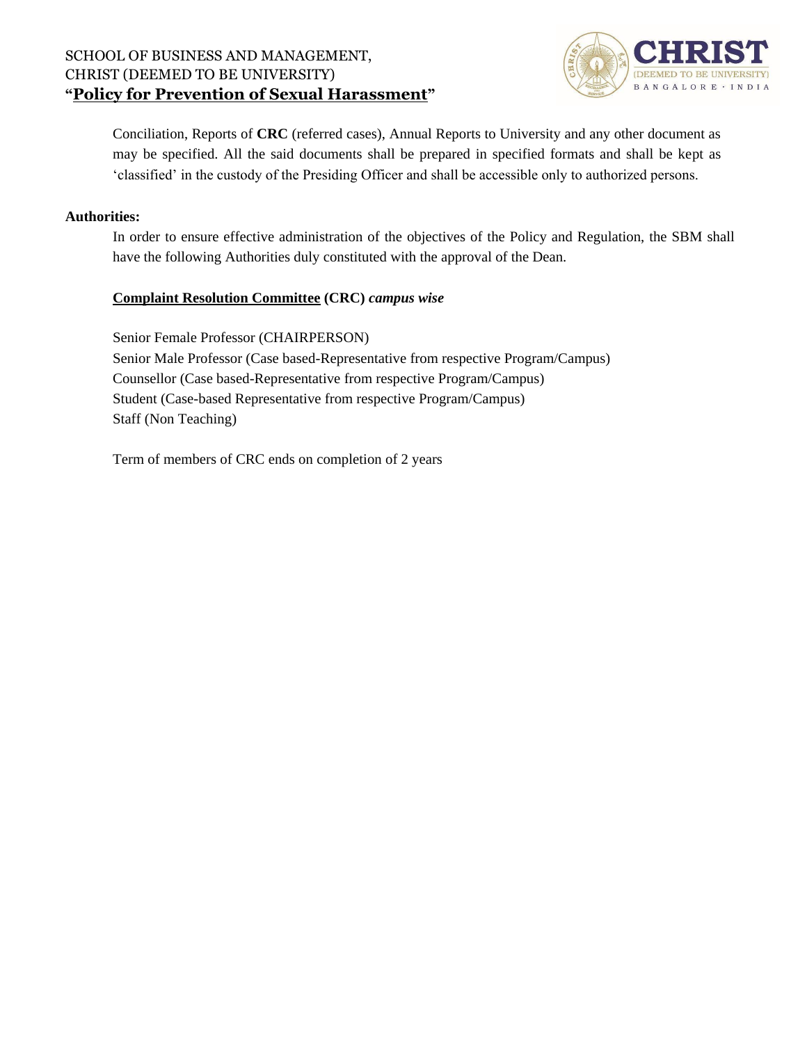Conciliation, Reports of **CRC** (referred cases), Annual Reports to University and any other document as may be specified. All the said documents shall be prepared in specified formats and shall be kept as 'classified' in the custody of the Presiding Officer and shall be accessible only to authorized persons.

**Authorities:**

In order to ensure effective administration of the objectives of the Policy and Regulation, the SBM shall have the following Authorities duly constituted with the approval of the Dean.

**Complaint Resolution Committee (CRC)** ***campus wise***

Senior Female Professor (CHAIRPERSON)
Senior Male Professor (Case based-Representative from respective Program/Campus)
Counsellor (Case based-Representative from respective Program/Campus)
Student (Case-based Representative from respective Program/Campus)
Staff (Non Teaching)

Term of members of CRC ends on completion of 2 years